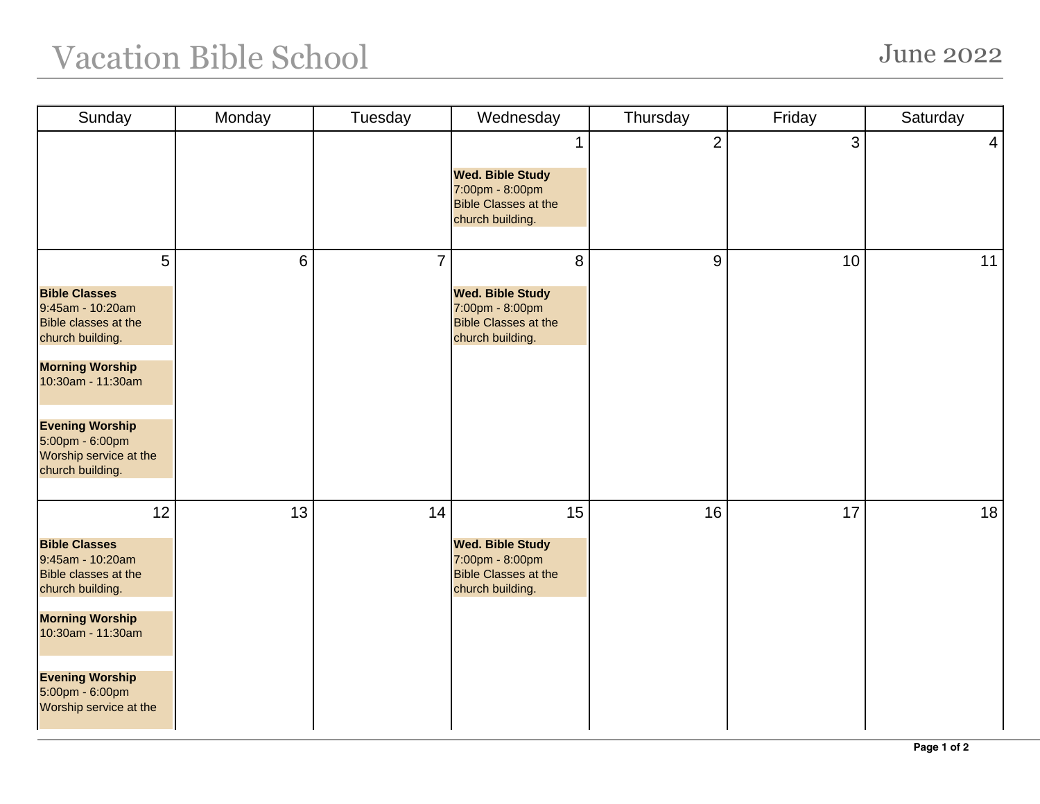# Vacation Bible School

## June 2022

| Sunday | Monday | Tuesday | Wednesday | Thursday | Friday | Saturday |
|---|---|---|---|---|---|---|
| | | | 1<br>**Wed. Bible Study**<br>7:00pm - 8:00pm<br>Bible Classes at the church building. | 2 | 3 | 4 |
| 5<br>**Bible Classes**<br>9:45am - 10:20am<br>Bible classes at the church building.<br>**Morning Worship**<br>10:30am - 11:30am<br>**Evening Worship**<br>5:00pm - 6:00pm<br>Worship service at the church building. | 6 | 7 | 8<br>**Wed. Bible Study**<br>7:00pm - 8:00pm<br>Bible Classes at the church building. | 9 | 10 | 11 |
| 12<br>**Bible Classes**<br>9:45am - 10:20am<br>Bible classes at the church building.<br>**Morning Worship**<br>10:30am - 11:30am<br>**Evening Worship**<br>5:00pm - 6:00pm<br>Worship service at the | 13 | 14 | 15<br>**Wed. Bible Study**<br>7:00pm - 8:00pm<br>Bible Classes at the church building. | 16 | 17 | 18 |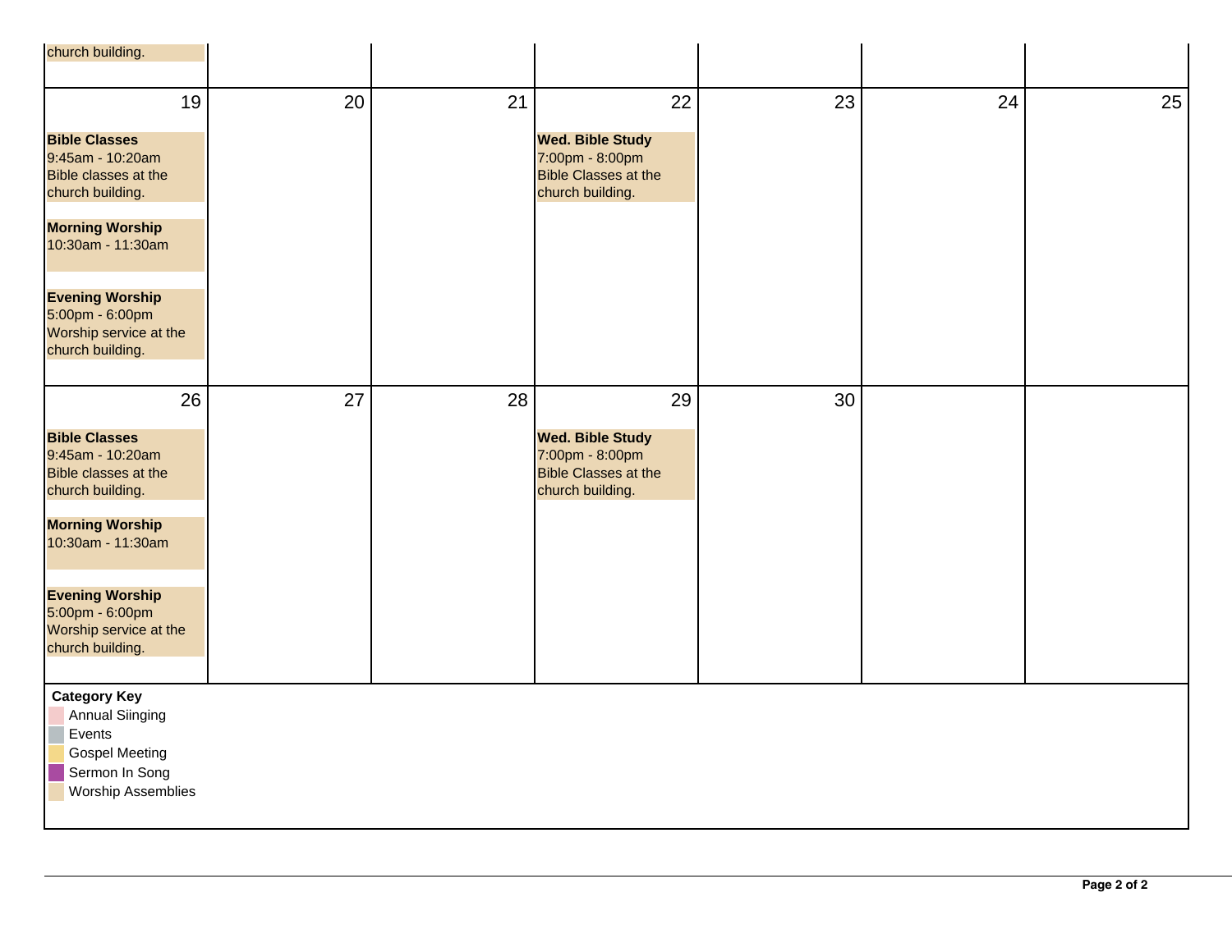| | | | | | | |
|---|---|---|---|---|---|---|
| church building. | | | | | | |
| 19<br><br>**Bible Classes**<br>9:45am - 10:20am<br>Bible classes at the church building.<br><br>**Morning Worship**<br>10:30am - 11:30am<br><br>**Evening Worship**<br>5:00pm - 6:00pm<br>Worship service at the church building. | 20 | 21 | 22<br><br>**Wed. Bible Study**<br>7:00pm - 8:00pm<br>Bible Classes at the church building. | 23 | 24 | 25 |
| 26<br><br>**Bible Classes**<br>9:45am - 10:20am<br>Bible classes at the church building.<br><br>**Morning Worship**<br>10:30am - 11:30am<br><br>**Evening Worship**<br>5:00pm - 6:00pm<br>Worship service at the church building. | 27 | 28 | 29<br><br>**Wed. Bible Study**<br>7:00pm - 8:00pm<br>Bible Classes at the church building. | 30 | | |

**Category Key**

- Annual Siinging
- Events
- Gospel Meeting
- Sermon In Song
- Worship Assemblies